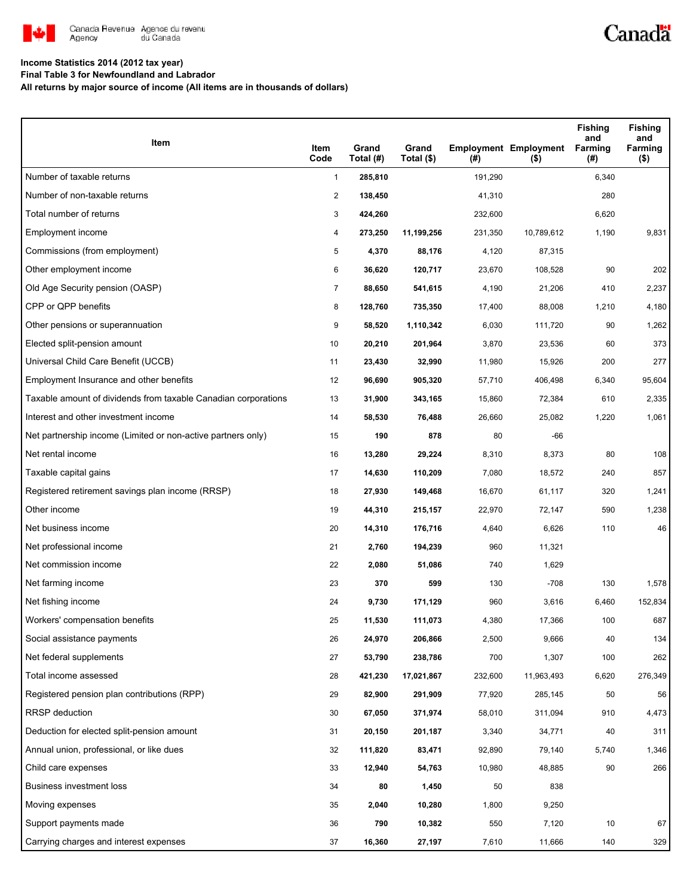Canada Revenue Agency / Agence du revenu du Canada

**Income Statistics 2014 (2012 tax year)**
**Final Table 3 for Newfoundland and Labrador**
**All returns by major source of income (All items are in thousands of dollars)**

| Item | Item Code | Grand Total (#) | Grand Total ($) | Employment (#) | Employment ($) | Fishing and Farming (#) | Fishing and Farming ($) |
|---|---|---|---|---|---|---|---|
| Number of taxable returns | 1 | 285,810 | | 191,290 | | 6,340 | |
| Number of non-taxable returns | 2 | 138,450 | | 41,310 | | 280 | |
| Total number of returns | 3 | 424,260 | | 232,600 | | 6,620 | |
| Employment income | 4 | 273,250 | 11,199,256 | 231,350 | 10,789,612 | 1,190 | 9,831 |
| Commissions (from employment) | 5 | 4,370 | 88,176 | 4,120 | 87,315 | | |
| Other employment income | 6 | 36,620 | 120,717 | 23,670 | 108,528 | 90 | 202 |
| Old Age Security pension (OASP) | 7 | 88,650 | 541,615 | 4,190 | 21,206 | 410 | 2,237 |
| CPP or QPP benefits | 8 | 128,760 | 735,350 | 17,400 | 88,008 | 1,210 | 4,180 |
| Other pensions or superannuation | 9 | 58,520 | 1,110,342 | 6,030 | 111,720 | 90 | 1,262 |
| Elected split-pension amount | 10 | 20,210 | 201,964 | 3,870 | 23,536 | 60 | 373 |
| Universal Child Care Benefit (UCCB) | 11 | 23,430 | 32,990 | 11,980 | 15,926 | 200 | 277 |
| Employment Insurance and other benefits | 12 | 96,690 | 905,320 | 57,710 | 406,498 | 6,340 | 95,604 |
| Taxable amount of dividends from taxable Canadian corporations | 13 | 31,900 | 343,165 | 15,860 | 72,384 | 610 | 2,335 |
| Interest and other investment income | 14 | 58,530 | 76,488 | 26,660 | 25,082 | 1,220 | 1,061 |
| Net partnership income (Limited or non-active partners only) | 15 | 190 | 878 | 80 | -66 | | |
| Net rental income | 16 | 13,280 | 29,224 | 8,310 | 8,373 | 80 | 108 |
| Taxable capital gains | 17 | 14,630 | 110,209 | 7,080 | 18,572 | 240 | 857 |
| Registered retirement savings plan income (RRSP) | 18 | 27,930 | 149,468 | 16,670 | 61,117 | 320 | 1,241 |
| Other income | 19 | 44,310 | 215,157 | 22,970 | 72,147 | 590 | 1,238 |
| Net business income | 20 | 14,310 | 176,716 | 4,640 | 6,626 | 110 | 46 |
| Net professional income | 21 | 2,760 | 194,239 | 960 | 11,321 | | |
| Net commission income | 22 | 2,080 | 51,086 | 740 | 1,629 | | |
| Net farming income | 23 | 370 | 599 | 130 | -708 | 130 | 1,578 |
| Net fishing income | 24 | 9,730 | 171,129 | 960 | 3,616 | 6,460 | 152,834 |
| Workers' compensation benefits | 25 | 11,530 | 111,073 | 4,380 | 17,366 | 100 | 687 |
| Social assistance payments | 26 | 24,970 | 206,866 | 2,500 | 9,666 | 40 | 134 |
| Net federal supplements | 27 | 53,790 | 238,786 | 700 | 1,307 | 100 | 262 |
| Total income assessed | 28 | 421,230 | 17,021,867 | 232,600 | 11,963,493 | 6,620 | 276,349 |
| Registered pension plan contributions (RPP) | 29 | 82,900 | 291,909 | 77,920 | 285,145 | 50 | 56 |
| RRSP deduction | 30 | 67,050 | 371,974 | 58,010 | 311,094 | 910 | 4,473 |
| Deduction for elected split-pension amount | 31 | 20,150 | 201,187 | 3,340 | 34,771 | 40 | 311 |
| Annual union, professional, or like dues | 32 | 111,820 | 83,471 | 92,890 | 79,140 | 5,740 | 1,346 |
| Child care expenses | 33 | 12,940 | 54,763 | 10,980 | 48,885 | 90 | 266 |
| Business investment loss | 34 | 80 | 1,450 | 50 | 838 | | |
| Moving expenses | 35 | 2,040 | 10,280 | 1,800 | 9,250 | | |
| Support payments made | 36 | 790 | 10,382 | 550 | 7,120 | 10 | 67 |
| Carrying charges and interest expenses | 37 | 16,360 | 27,197 | 7,610 | 11,666 | 140 | 329 |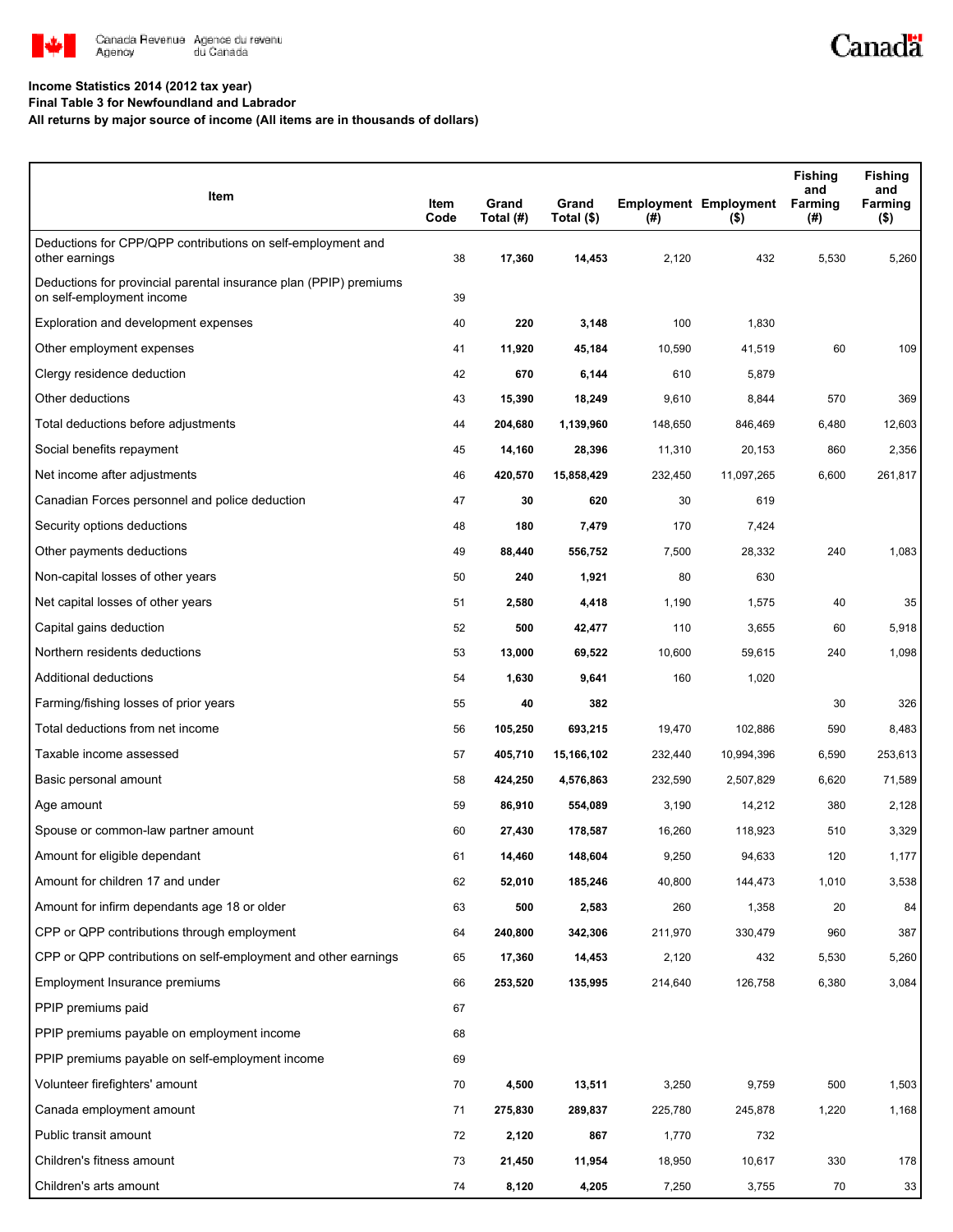**Income Statistics 2014 (2012 tax year)**

**Final Table 3 for Newfoundland and Labrador**

**All returns by major source of income (All items are in thousands of dollars)**

| Item | Item Code | Grand Total (#) | Grand Total ($) | Employment (#) | Employment ($) | Fishing and Farming (#) | Fishing and Farming ($) |
|---|---|---|---|---|---|---|---|
| Deductions for CPP/QPP contributions on self-employment and other earnings | 38 | **17,360** | **14,453** | 2,120 | 432 | 5,530 | 5,260 |
| Deductions for provincial parental insurance plan (PPIP) premiums on self-employment income | 39 | | | | | | |
| Exploration and development expenses | 40 | **220** | **3,148** | 100 | 1,830 | | |
| Other employment expenses | 41 | **11,920** | **45,184** | 10,590 | 41,519 | 60 | 109 |
| Clergy residence deduction | 42 | **670** | **6,144** | 610 | 5,879 | | |
| Other deductions | 43 | **15,390** | **18,249** | 9,610 | 8,844 | 570 | 369 |
| Total deductions before adjustments | 44 | **204,680** | **1,139,960** | 148,650 | 846,469 | 6,480 | 12,603 |
| Social benefits repayment | 45 | **14,160** | **28,396** | 11,310 | 20,153 | 860 | 2,356 |
| Net income after adjustments | 46 | **420,570** | **15,858,429** | 232,450 | 11,097,265 | 6,600 | 261,817 |
| Canadian Forces personnel and police deduction | 47 | **30** | **620** | 30 | 619 | | |
| Security options deductions | 48 | **180** | **7,479** | 170 | 7,424 | | |
| Other payments deductions | 49 | **88,440** | **556,752** | 7,500 | 28,332 | 240 | 1,083 |
| Non-capital losses of other years | 50 | **240** | **1,921** | 80 | 630 | | |
| Net capital losses of other years | 51 | **2,580** | **4,418** | 1,190 | 1,575 | 40 | 35 |
| Capital gains deduction | 52 | **500** | **42,477** | 110 | 3,655 | 60 | 5,918 |
| Northern residents deductions | 53 | **13,000** | **69,522** | 10,600 | 59,615 | 240 | 1,098 |
| Additional deductions | 54 | **1,630** | **9,641** | 160 | 1,020 | | |
| Farming/fishing losses of prior years | 55 | **40** | **382** | | | 30 | 326 |
| Total deductions from net income | 56 | **105,250** | **693,215** | 19,470 | 102,886 | 590 | 8,483 |
| Taxable income assessed | 57 | **405,710** | **15,166,102** | 232,440 | 10,994,396 | 6,590 | 253,613 |
| Basic personal amount | 58 | **424,250** | **4,576,863** | 232,590 | 2,507,829 | 6,620 | 71,589 |
| Age amount | 59 | **86,910** | **554,089** | 3,190 | 14,212 | 380 | 2,128 |
| Spouse or common-law partner amount | 60 | **27,430** | **178,587** | 16,260 | 118,923 | 510 | 3,329 |
| Amount for eligible dependant | 61 | **14,460** | **148,604** | 9,250 | 94,633 | 120 | 1,177 |
| Amount for children 17 and under | 62 | **52,010** | **185,246** | 40,800 | 144,473 | 1,010 | 3,538 |
| Amount for infirm dependants age 18 or older | 63 | **500** | **2,583** | 260 | 1,358 | 20 | 84 |
| CPP or QPP contributions through employment | 64 | **240,800** | **342,306** | 211,970 | 330,479 | 960 | 387 |
| CPP or QPP contributions on self-employment and other earnings | 65 | **17,360** | **14,453** | 2,120 | 432 | 5,530 | 5,260 |
| Employment Insurance premiums | 66 | **253,520** | **135,995** | 214,640 | 126,758 | 6,380 | 3,084 |
| PPIP premiums paid | 67 | | | | | | |
| PPIP premiums payable on employment income | 68 | | | | | | |
| PPIP premiums payable on self-employment income | 69 | | | | | | |
| Volunteer firefighters' amount | 70 | **4,500** | **13,511** | 3,250 | 9,759 | 500 | 1,503 |
| Canada employment amount | 71 | **275,830** | **289,837** | 225,780 | 245,878 | 1,220 | 1,168 |
| Public transit amount | 72 | **2,120** | **867** | 1,770 | 732 | | |
| Children's fitness amount | 73 | **21,450** | **11,954** | 18,950 | 10,617 | 330 | 178 |
| Children's arts amount | 74 | **8,120** | **4,205** | 7,250 | 3,755 | 70 | 33 |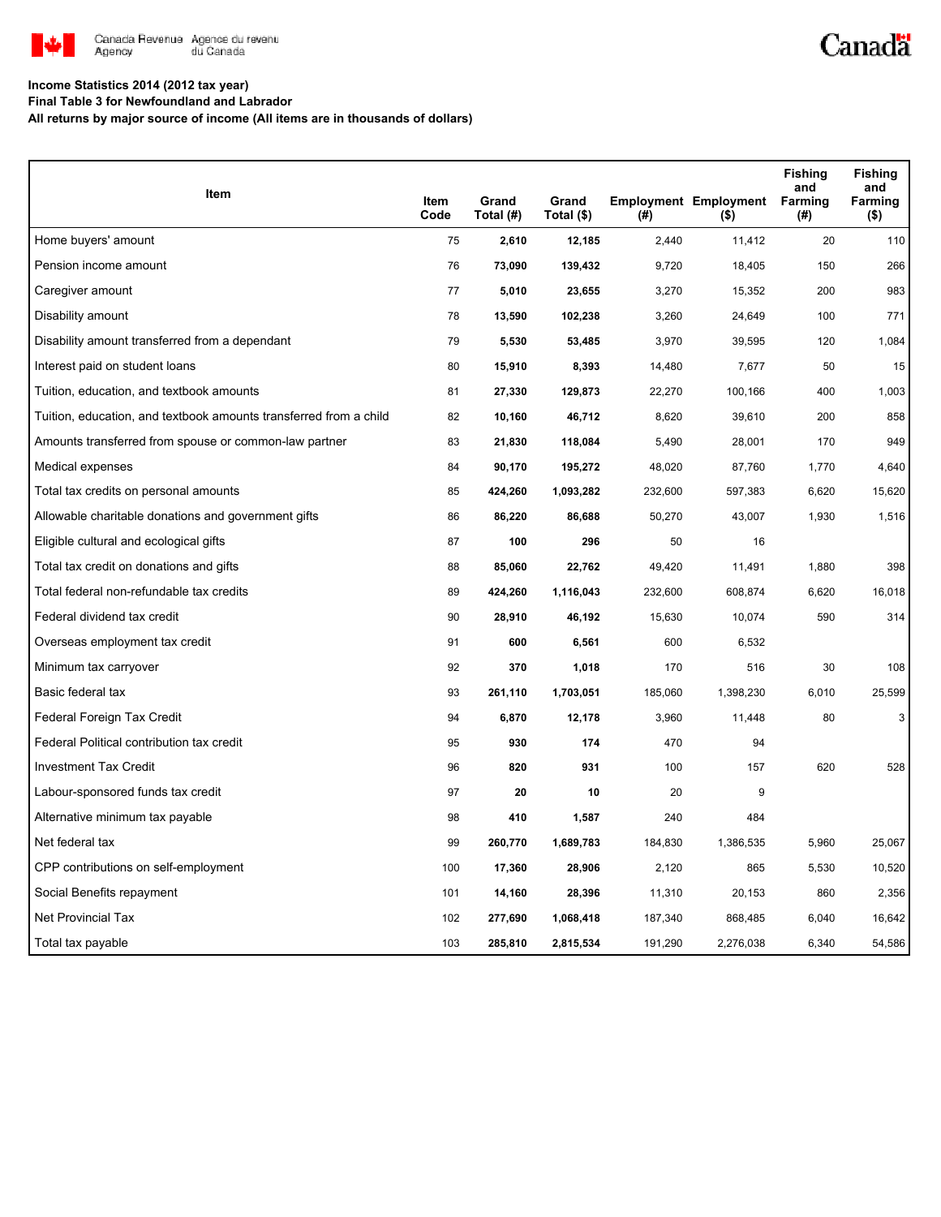**Income Statistics 2014 (2012 tax year)**
**Final Table 3 for Newfoundland and Labrador**
**All returns by major source of income (All items are in thousands of dollars)**

| Item | Item Code | Grand Total (#) | Grand Total ($) | Employment (#) | Employment ($) | Fishing and Farming (#) | Fishing and Farming ($) |
|---|---|---|---|---|---|---|---|
| Home buyers' amount | 75 | **2,610** | **12,185** | 2,440 | 11,412 | 20 | 110 |
| Pension income amount | 76 | **73,090** | **139,432** | 9,720 | 18,405 | 150 | 266 |
| Caregiver amount | 77 | **5,010** | **23,655** | 3,270 | 15,352 | 200 | 983 |
| Disability amount | 78 | **13,590** | **102,238** | 3,260 | 24,649 | 100 | 771 |
| Disability amount transferred from a dependant | 79 | **5,530** | **53,485** | 3,970 | 39,595 | 120 | 1,084 |
| Interest paid on student loans | 80 | **15,910** | **8,393** | 14,480 | 7,677 | 50 | 15 |
| Tuition, education, and textbook amounts | 81 | **27,330** | **129,873** | 22,270 | 100,166 | 400 | 1,003 |
| Tuition, education, and textbook amounts transferred from a child | 82 | **10,160** | **46,712** | 8,620 | 39,610 | 200 | 858 |
| Amounts transferred from spouse or common-law partner | 83 | **21,830** | **118,084** | 5,490 | 28,001 | 170 | 949 |
| Medical expenses | 84 | **90,170** | **195,272** | 48,020 | 87,760 | 1,770 | 4,640 |
| Total tax credits on personal amounts | 85 | **424,260** | **1,093,282** | 232,600 | 597,383 | 6,620 | 15,620 |
| Allowable charitable donations and government gifts | 86 | **86,220** | **86,688** | 50,270 | 43,007 | 1,930 | 1,516 |
| Eligible cultural and ecological gifts | 87 | **100** | **296** | 50 | 16 | | |
| Total tax credit on donations and gifts | 88 | **85,060** | **22,762** | 49,420 | 11,491 | 1,880 | 398 |
| Total federal non-refundable tax credits | 89 | **424,260** | **1,116,043** | 232,600 | 608,874 | 6,620 | 16,018 |
| Federal dividend tax credit | 90 | **28,910** | **46,192** | 15,630 | 10,074 | 590 | 314 |
| Overseas employment tax credit | 91 | **600** | **6,561** | 600 | 6,532 | | |
| Minimum tax carryover | 92 | **370** | **1,018** | 170 | 516 | 30 | 108 |
| Basic federal tax | 93 | **261,110** | **1,703,051** | 185,060 | 1,398,230 | 6,010 | 25,599 |
| Federal Foreign Tax Credit | 94 | **6,870** | **12,178** | 3,960 | 11,448 | 80 | 3 |
| Federal Political contribution tax credit | 95 | **930** | **174** | 470 | 94 | | |
| Investment Tax Credit | 96 | **820** | **931** | 100 | 157 | 620 | 528 |
| Labour-sponsored funds tax credit | 97 | **20** | **10** | 20 | 9 | | |
| Alternative minimum tax payable | 98 | **410** | **1,587** | 240 | 484 | | |
| Net federal tax | 99 | **260,770** | **1,689,783** | 184,830 | 1,386,535 | 5,960 | 25,067 |
| CPP contributions on self-employment | 100 | **17,360** | **28,906** | 2,120 | 865 | 5,530 | 10,520 |
| Social Benefits repayment | 101 | **14,160** | **28,396** | 11,310 | 20,153 | 860 | 2,356 |
| Net Provincial Tax | 102 | **277,690** | **1,068,418** | 187,340 | 868,485 | 6,040 | 16,642 |
| Total tax payable | 103 | **285,810** | **2,815,534** | 191,290 | 2,276,038 | 6,340 | 54,586 |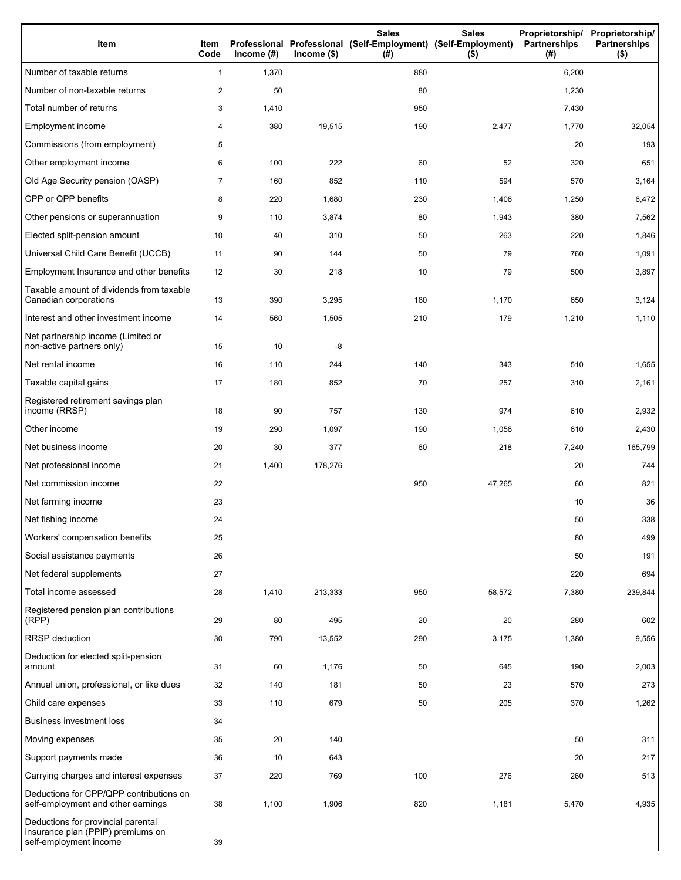| Item | Item Code | Professional Income (#) | Professional Income ($) | Sales (Self-Employment) (#) | Sales (Self-Employment) ($) | Proprietorship/ Partnerships (#) | Proprietorship/ Partnerships ($) |
|---|---|---|---|---|---|---|---|
| Number of taxable returns | 1 | 1,370 | | 880 | | 6,200 | |
| Number of non-taxable returns | 2 | 50 | | 80 | | 1,230 | |
| Total number of returns | 3 | 1,410 | | 950 | | 7,430 | |
| Employment income | 4 | 380 | 19,515 | 190 | 2,477 | 1,770 | 32,054 |
| Commissions (from employment) | 5 | | | | | 20 | 193 |
| Other employment income | 6 | 100 | 222 | 60 | 52 | 320 | 651 |
| Old Age Security pension (OASP) | 7 | 160 | 852 | 110 | 594 | 570 | 3,164 |
| CPP or QPP benefits | 8 | 220 | 1,680 | 230 | 1,406 | 1,250 | 6,472 |
| Other pensions or superannuation | 9 | 110 | 3,874 | 80 | 1,943 | 380 | 7,562 |
| Elected split-pension amount | 10 | 40 | 310 | 50 | 263 | 220 | 1,846 |
| Universal Child Care Benefit (UCCB) | 11 | 90 | 144 | 50 | 79 | 760 | 1,091 |
| Employment Insurance and other benefits | 12 | 30 | 218 | 10 | 79 | 500 | 3,897 |
| Taxable amount of dividends from taxable Canadian corporations | 13 | 390 | 3,295 | 180 | 1,170 | 650 | 3,124 |
| Interest and other investment income | 14 | 560 | 1,505 | 210 | 179 | 1,210 | 1,110 |
| Net partnership income (Limited or non-active partners only) | 15 | 10 | -8 | | | | |
| Net rental income | 16 | 110 | 244 | 140 | 343 | 510 | 1,655 |
| Taxable capital gains | 17 | 180 | 852 | 70 | 257 | 310 | 2,161 |
| Registered retirement savings plan income (RRSP) | 18 | 90 | 757 | 130 | 974 | 610 | 2,932 |
| Other income | 19 | 290 | 1,097 | 190 | 1,058 | 610 | 2,430 |
| Net business income | 20 | 30 | 377 | 60 | 218 | 7,240 | 165,799 |
| Net professional income | 21 | 1,400 | 178,276 | | | 20 | 744 |
| Net commission income | 22 | | | 950 | 47,265 | 60 | 821 |
| Net farming income | 23 | | | | | 10 | 36 |
| Net fishing income | 24 | | | | | 50 | 338 |
| Workers' compensation benefits | 25 | | | | | 80 | 499 |
| Social assistance payments | 26 | | | | | 50 | 191 |
| Net federal supplements | 27 | | | | | 220 | 694 |
| Total income assessed | 28 | 1,410 | 213,333 | 950 | 58,572 | 7,380 | 239,844 |
| Registered pension plan contributions (RPP) | 29 | 80 | 495 | 20 | 20 | 280 | 602 |
| RRSP deduction | 30 | 790 | 13,552 | 290 | 3,175 | 1,380 | 9,556 |
| Deduction for elected split-pension amount | 31 | 60 | 1,176 | 50 | 645 | 190 | 2,003 |
| Annual union, professional, or like dues | 32 | 140 | 181 | 50 | 23 | 570 | 273 |
| Child care expenses | 33 | 110 | 679 | 50 | 205 | 370 | 1,262 |
| Business investment loss | 34 | | | | | | |
| Moving expenses | 35 | 20 | 140 | | | 50 | 311 |
| Support payments made | 36 | 10 | 643 | | | 20 | 217 |
| Carrying charges and interest expenses | 37 | 220 | 769 | 100 | 276 | 260 | 513 |
| Deductions for CPP/QPP contributions on self-employment and other earnings | 38 | 1,100 | 1,906 | 820 | 1,181 | 5,470 | 4,935 |
| Deductions for provincial parental insurance plan (PPIP) premiums on self-employment income | 39 | | | | | | |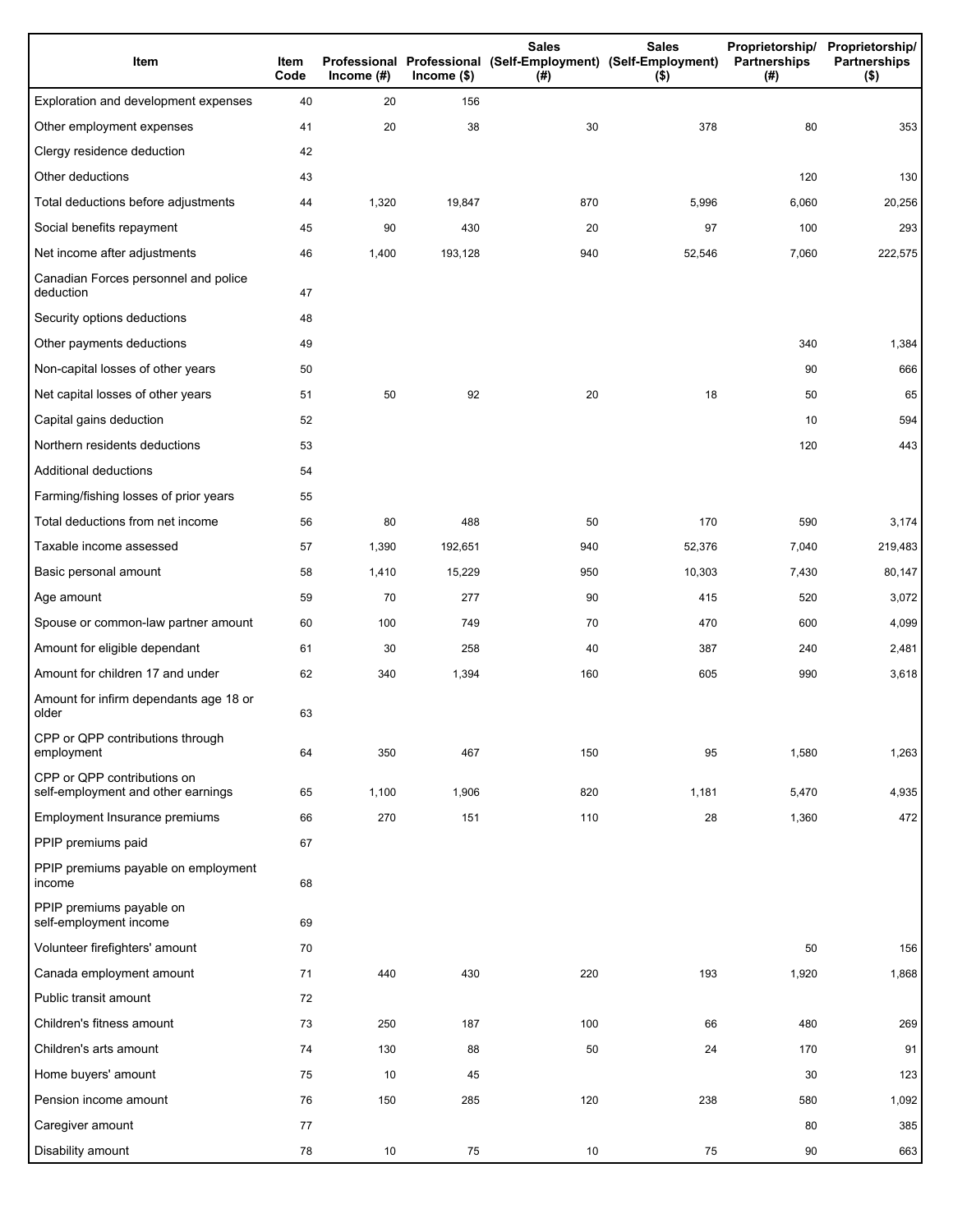| Item | Item Code | Professional Income (#) | Professional Income ($) | Sales (Self-Employment) (#) | Sales (Self-Employment) ($) | Proprietorship/ Partnerships (#) | Proprietorship/ Partnerships ($) |
|---|---|---|---|---|---|---|---|
| Exploration and development expenses | 40 | 20 | 156 | | | | |
| Other employment expenses | 41 | 20 | 38 | 30 | 378 | 80 | 353 |
| Clergy residence deduction | 42 | | | | | | |
| Other deductions | 43 | | | | | 120 | 130 |
| Total deductions before adjustments | 44 | 1,320 | 19,847 | 870 | 5,996 | 6,060 | 20,256 |
| Social benefits repayment | 45 | 90 | 430 | 20 | 97 | 100 | 293 |
| Net income after adjustments | 46 | 1,400 | 193,128 | 940 | 52,546 | 7,060 | 222,575 |
| Canadian Forces personnel and police deduction | 47 | | | | | | |
| Security options deductions | 48 | | | | | | |
| Other payments deductions | 49 | | | | | 340 | 1,384 |
| Non-capital losses of other years | 50 | | | | | 90 | 666 |
| Net capital losses of other years | 51 | 50 | 92 | 20 | 18 | 50 | 65 |
| Capital gains deduction | 52 | | | | | 10 | 594 |
| Northern residents deductions | 53 | | | | | 120 | 443 |
| Additional deductions | 54 | | | | | | |
| Farming/fishing losses of prior years | 55 | | | | | | |
| Total deductions from net income | 56 | 80 | 488 | 50 | 170 | 590 | 3,174 |
| Taxable income assessed | 57 | 1,390 | 192,651 | 940 | 52,376 | 7,040 | 219,483 |
| Basic personal amount | 58 | 1,410 | 15,229 | 950 | 10,303 | 7,430 | 80,147 |
| Age amount | 59 | 70 | 277 | 90 | 415 | 520 | 3,072 |
| Spouse or common-law partner amount | 60 | 100 | 749 | 70 | 470 | 600 | 4,099 |
| Amount for eligible dependant | 61 | 30 | 258 | 40 | 387 | 240 | 2,481 |
| Amount for children 17 and under | 62 | 340 | 1,394 | 160 | 605 | 990 | 3,618 |
| Amount for infirm dependants age 18 or older | 63 | | | | | | |
| CPP or QPP contributions through employment | 64 | 350 | 467 | 150 | 95 | 1,580 | 1,263 |
| CPP or QPP contributions on self-employment and other earnings | 65 | 1,100 | 1,906 | 820 | 1,181 | 5,470 | 4,935 |
| Employment Insurance premiums | 66 | 270 | 151 | 110 | 28 | 1,360 | 472 |
| PPIP premiums paid | 67 | | | | | | |
| PPIP premiums payable on employment income | 68 | | | | | | |
| PPIP premiums payable on self-employment income | 69 | | | | | | |
| Volunteer firefighters' amount | 70 | | | | | 50 | 156 |
| Canada employment amount | 71 | 440 | 430 | 220 | 193 | 1,920 | 1,868 |
| Public transit amount | 72 | | | | | | |
| Children's fitness amount | 73 | 250 | 187 | 100 | 66 | 480 | 269 |
| Children's arts amount | 74 | 130 | 88 | 50 | 24 | 170 | 91 |
| Home buyers' amount | 75 | 10 | 45 | | | 30 | 123 |
| Pension income amount | 76 | 150 | 285 | 120 | 238 | 580 | 1,092 |
| Caregiver amount | 77 | | | | | 80 | 385 |
| Disability amount | 78 | 10 | 75 | 10 | 75 | 90 | 663 |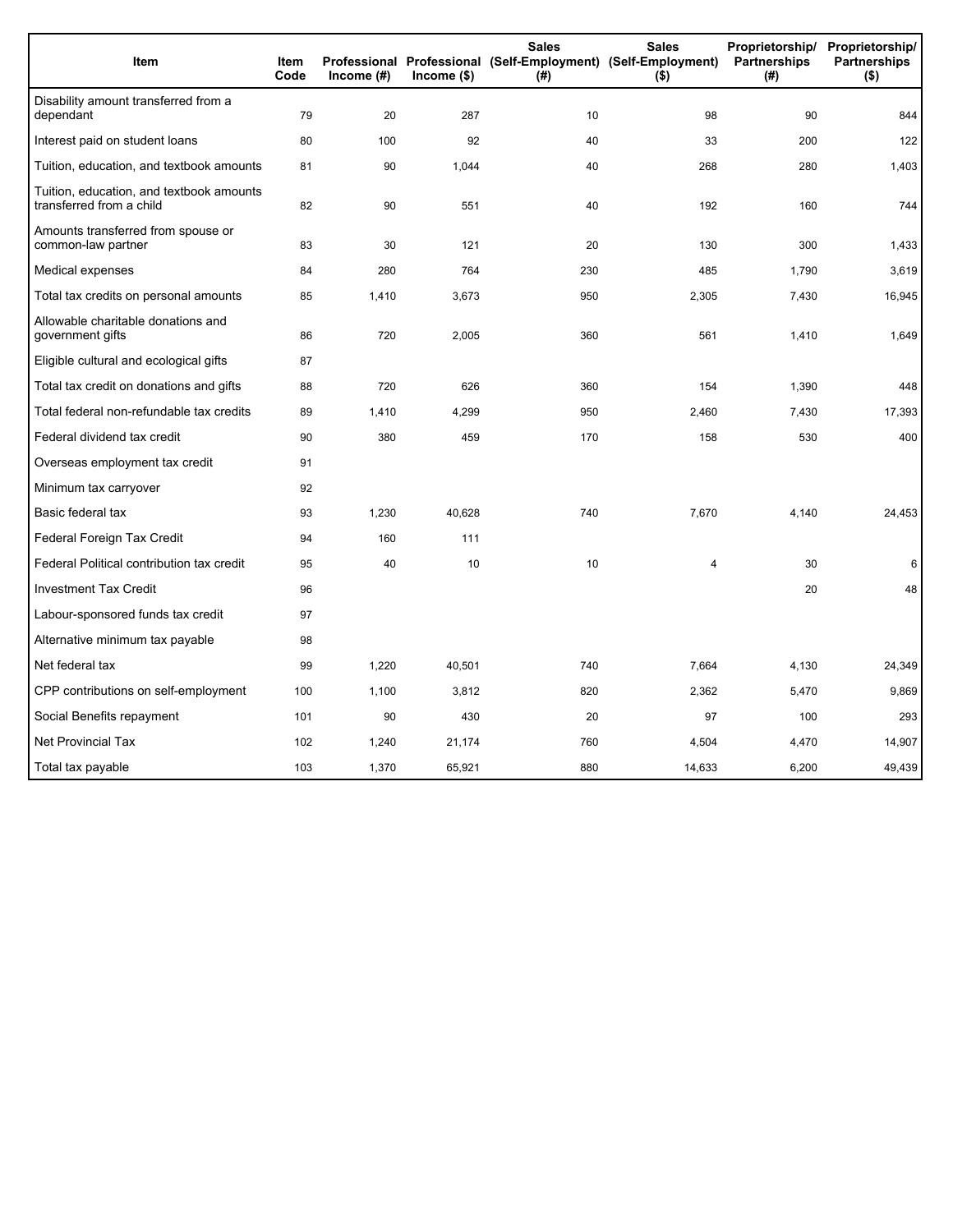| Item | Item Code | Professional Income (#) | Professional Income ($) | Sales (Self-Employment) (#) | Sales (Self-Employment) ($) | Proprietorship/ Partnerships (#) | Proprietorship/ Partnerships ($) |
|---|---|---|---|---|---|---|---|
| Disability amount transferred from a dependant | 79 | 20 | 287 | 10 | 98 | 90 | 844 |
| Interest paid on student loans | 80 | 100 | 92 | 40 | 33 | 200 | 122 |
| Tuition, education, and textbook amounts | 81 | 90 | 1,044 | 40 | 268 | 280 | 1,403 |
| Tuition, education, and textbook amounts transferred from a child | 82 | 90 | 551 | 40 | 192 | 160 | 744 |
| Amounts transferred from spouse or common-law partner | 83 | 30 | 121 | 20 | 130 | 300 | 1,433 |
| Medical expenses | 84 | 280 | 764 | 230 | 485 | 1,790 | 3,619 |
| Total tax credits on personal amounts | 85 | 1,410 | 3,673 | 950 | 2,305 | 7,430 | 16,945 |
| Allowable charitable donations and government gifts | 86 | 720 | 2,005 | 360 | 561 | 1,410 | 1,649 |
| Eligible cultural and ecological gifts | 87 | | | | | | |
| Total tax credit on donations and gifts | 88 | 720 | 626 | 360 | 154 | 1,390 | 448 |
| Total federal non-refundable tax credits | 89 | 1,410 | 4,299 | 950 | 2,460 | 7,430 | 17,393 |
| Federal dividend tax credit | 90 | 380 | 459 | 170 | 158 | 530 | 400 |
| Overseas employment tax credit | 91 | | | | | | |
| Minimum tax carryover | 92 | | | | | | |
| Basic federal tax | 93 | 1,230 | 40,628 | 740 | 7,670 | 4,140 | 24,453 |
| Federal Foreign Tax Credit | 94 | 160 | 111 | | | | |
| Federal Political contribution tax credit | 95 | 40 | 10 | 10 | 4 | 30 | 6 |
| Investment Tax Credit | 96 | | | | | 20 | 48 |
| Labour-sponsored funds tax credit | 97 | | | | | | |
| Alternative minimum tax payable | 98 | | | | | | |
| Net federal tax | 99 | 1,220 | 40,501 | 740 | 7,664 | 4,130 | 24,349 |
| CPP contributions on self-employment | 100 | 1,100 | 3,812 | 820 | 2,362 | 5,470 | 9,869 |
| Social Benefits repayment | 101 | 90 | 430 | 20 | 97 | 100 | 293 |
| Net Provincial Tax | 102 | 1,240 | 21,174 | 760 | 4,504 | 4,470 | 14,907 |
| Total tax payable | 103 | 1,370 | 65,921 | 880 | 14,633 | 6,200 | 49,439 |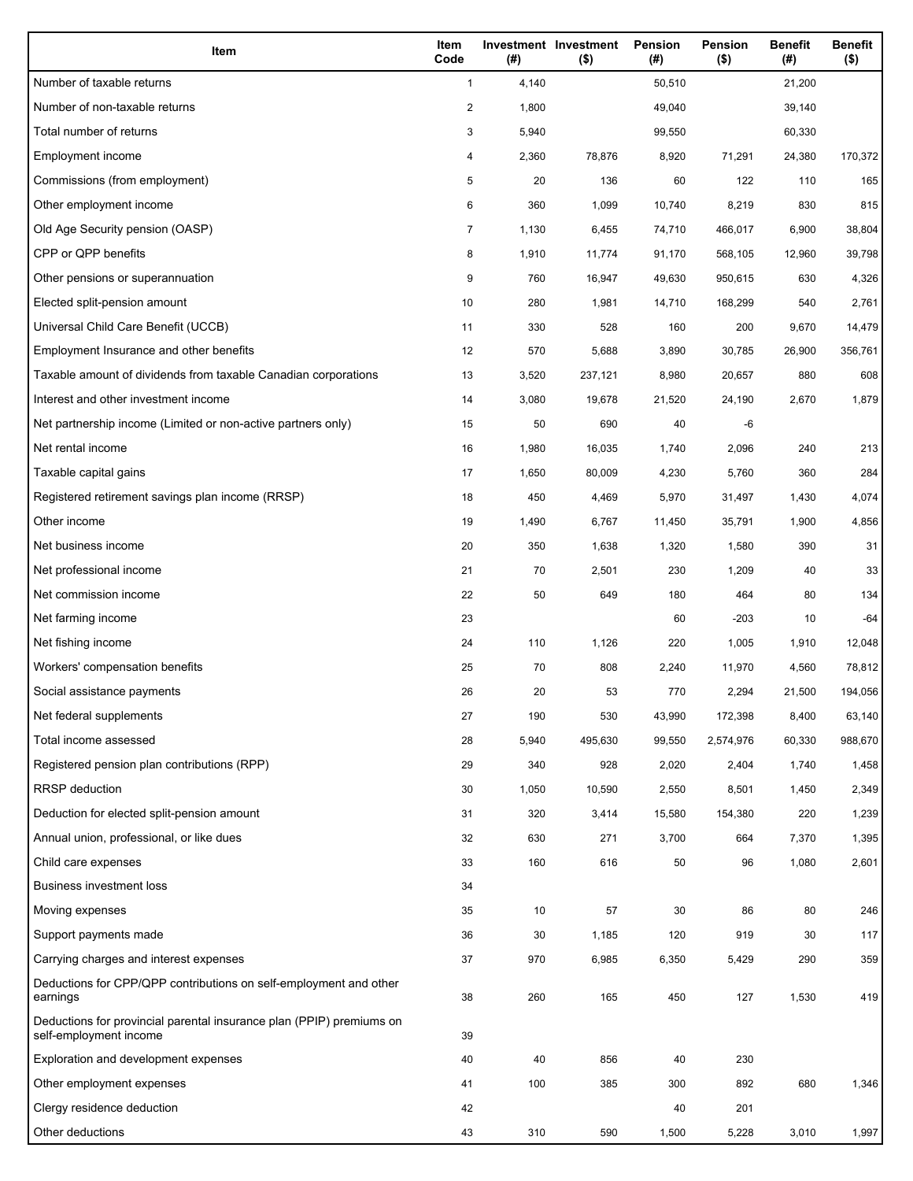| Item | Item Code | Investment (#) | Investment ($) | Pension (#) | Pension ($) | Benefit (#) | Benefit ($) |
| --- | --- | --- | --- | --- | --- | --- | --- |
| Number of taxable returns | 1 | 4,140 | | 50,510 | | 21,200 | |
| Number of non-taxable returns | 2 | 1,800 | | 49,040 | | 39,140 | |
| Total number of returns | 3 | 5,940 | | 99,550 | | 60,330 | |
| Employment income | 4 | 2,360 | 78,876 | 8,920 | 71,291 | 24,380 | 170,372 |
| Commissions (from employment) | 5 | 20 | 136 | 60 | 122 | 110 | 165 |
| Other employment income | 6 | 360 | 1,099 | 10,740 | 8,219 | 830 | 815 |
| Old Age Security pension (OASP) | 7 | 1,130 | 6,455 | 74,710 | 466,017 | 6,900 | 38,804 |
| CPP or QPP benefits | 8 | 1,910 | 11,774 | 91,170 | 568,105 | 12,960 | 39,798 |
| Other pensions or superannuation | 9 | 760 | 16,947 | 49,630 | 950,615 | 630 | 4,326 |
| Elected split-pension amount | 10 | 280 | 1,981 | 14,710 | 168,299 | 540 | 2,761 |
| Universal Child Care Benefit (UCCB) | 11 | 330 | 528 | 160 | 200 | 9,670 | 14,479 |
| Employment Insurance and other benefits | 12 | 570 | 5,688 | 3,890 | 30,785 | 26,900 | 356,761 |
| Taxable amount of dividends from taxable Canadian corporations | 13 | 3,520 | 237,121 | 8,980 | 20,657 | 880 | 608 |
| Interest and other investment income | 14 | 3,080 | 19,678 | 21,520 | 24,190 | 2,670 | 1,879 |
| Net partnership income (Limited or non-active partners only) | 15 | 50 | 690 | 40 | -6 | | |
| Net rental income | 16 | 1,980 | 16,035 | 1,740 | 2,096 | 240 | 213 |
| Taxable capital gains | 17 | 1,650 | 80,009 | 4,230 | 5,760 | 360 | 284 |
| Registered retirement savings plan income (RRSP) | 18 | 450 | 4,469 | 5,970 | 31,497 | 1,430 | 4,074 |
| Other income | 19 | 1,490 | 6,767 | 11,450 | 35,791 | 1,900 | 4,856 |
| Net business income | 20 | 350 | 1,638 | 1,320 | 1,580 | 390 | 31 |
| Net professional income | 21 | 70 | 2,501 | 230 | 1,209 | 40 | 33 |
| Net commission income | 22 | 50 | 649 | 180 | 464 | 80 | 134 |
| Net farming income | 23 | | | 60 | -203 | 10 | -64 |
| Net fishing income | 24 | 110 | 1,126 | 220 | 1,005 | 1,910 | 12,048 |
| Workers' compensation benefits | 25 | 70 | 808 | 2,240 | 11,970 | 4,560 | 78,812 |
| Social assistance payments | 26 | 20 | 53 | 770 | 2,294 | 21,500 | 194,056 |
| Net federal supplements | 27 | 190 | 530 | 43,990 | 172,398 | 8,400 | 63,140 |
| Total income assessed | 28 | 5,940 | 495,630 | 99,550 | 2,574,976 | 60,330 | 988,670 |
| Registered pension plan contributions (RPP) | 29 | 340 | 928 | 2,020 | 2,404 | 1,740 | 1,458 |
| RRSP deduction | 30 | 1,050 | 10,590 | 2,550 | 8,501 | 1,450 | 2,349 |
| Deduction for elected split-pension amount | 31 | 320 | 3,414 | 15,580 | 154,380 | 220 | 1,239 |
| Annual union, professional, or like dues | 32 | 630 | 271 | 3,700 | 664 | 7,370 | 1,395 |
| Child care expenses | 33 | 160 | 616 | 50 | 96 | 1,080 | 2,601 |
| Business investment loss | 34 | | | | | | |
| Moving expenses | 35 | 10 | 57 | 30 | 86 | 80 | 246 |
| Support payments made | 36 | 30 | 1,185 | 120 | 919 | 30 | 117 |
| Carrying charges and interest expenses | 37 | 970 | 6,985 | 6,350 | 5,429 | 290 | 359 |
| Deductions for CPP/QPP contributions on self-employment and other earnings | 38 | 260 | 165 | 450 | 127 | 1,530 | 419 |
| Deductions for provincial parental insurance plan (PPIP) premiums on self-employment income | 39 | | | | | | |
| Exploration and development expenses | 40 | 40 | 856 | 40 | 230 | | |
| Other employment expenses | 41 | 100 | 385 | 300 | 892 | 680 | 1,346 |
| Clergy residence deduction | 42 | | | 40 | 201 | | |
| Other deductions | 43 | 310 | 590 | 1,500 | 5,228 | 3,010 | 1,997 |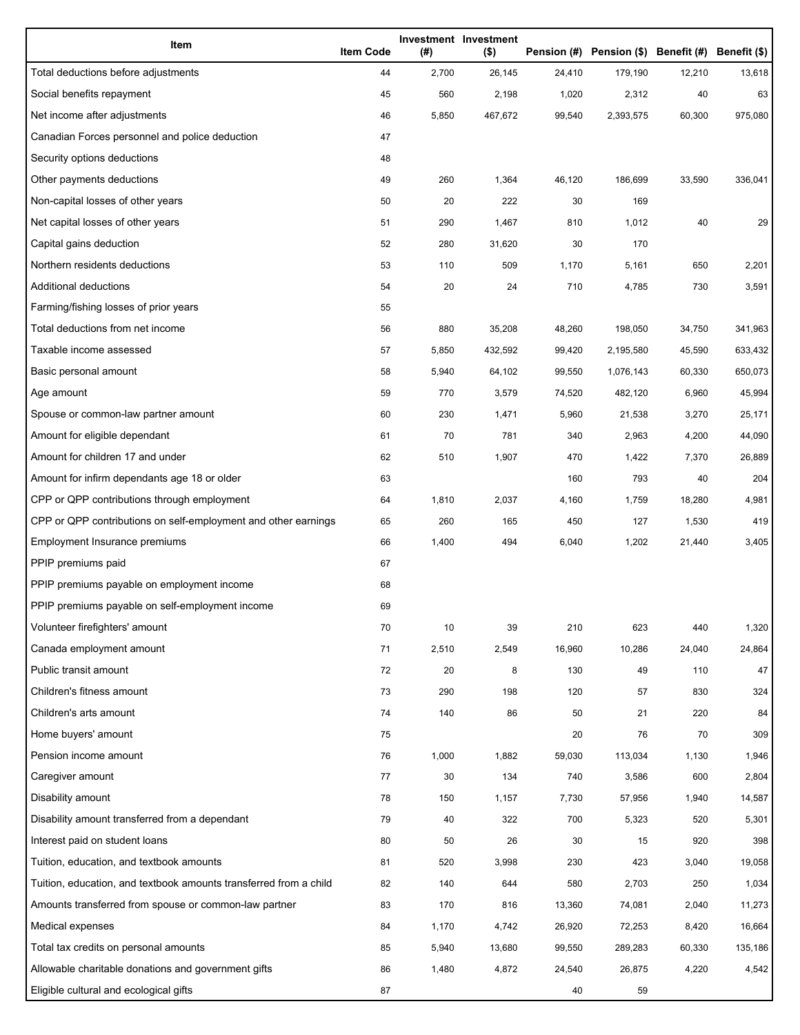| Item | Item Code | Investment (#) | Investment ($) | Pension (#) | Pension ($) | Benefit (#) | Benefit ($) |
| --- | --- | --- | --- | --- | --- | --- | --- |
| Total deductions before adjustments | 44 | 2,700 | 26,145 | 24,410 | 179,190 | 12,210 | 13,618 |
| Social benefits repayment | 45 | 560 | 2,198 | 1,020 | 2,312 | 40 | 63 |
| Net income after adjustments | 46 | 5,850 | 467,672 | 99,540 | 2,393,575 | 60,300 | 975,080 |
| Canadian Forces personnel and police deduction | 47 | | | | | | |
| Security options deductions | 48 | | | | | | |
| Other payments deductions | 49 | 260 | 1,364 | 46,120 | 186,699 | 33,590 | 336,041 |
| Non-capital losses of other years | 50 | 20 | 222 | 30 | 169 | | |
| Net capital losses of other years | 51 | 290 | 1,467 | 810 | 1,012 | 40 | 29 |
| Capital gains deduction | 52 | 280 | 31,620 | 30 | 170 | | |
| Northern residents deductions | 53 | 110 | 509 | 1,170 | 5,161 | 650 | 2,201 |
| Additional deductions | 54 | 20 | 24 | 710 | 4,785 | 730 | 3,591 |
| Farming/fishing losses of prior years | 55 | | | | | | |
| Total deductions from net income | 56 | 880 | 35,208 | 48,260 | 198,050 | 34,750 | 341,963 |
| Taxable income assessed | 57 | 5,850 | 432,592 | 99,420 | 2,195,580 | 45,590 | 633,432 |
| Basic personal amount | 58 | 5,940 | 64,102 | 99,550 | 1,076,143 | 60,330 | 650,073 |
| Age amount | 59 | 770 | 3,579 | 74,520 | 482,120 | 6,960 | 45,994 |
| Spouse or common-law partner amount | 60 | 230 | 1,471 | 5,960 | 21,538 | 3,270 | 25,171 |
| Amount for eligible dependant | 61 | 70 | 781 | 340 | 2,963 | 4,200 | 44,090 |
| Amount for children 17 and under | 62 | 510 | 1,907 | 470 | 1,422 | 7,370 | 26,889 |
| Amount for infirm dependants age 18 or older | 63 | | | 160 | 793 | 40 | 204 |
| CPP or QPP contributions through employment | 64 | 1,810 | 2,037 | 4,160 | 1,759 | 18,280 | 4,981 |
| CPP or QPP contributions on self-employment and other earnings | 65 | 260 | 165 | 450 | 127 | 1,530 | 419 |
| Employment Insurance premiums | 66 | 1,400 | 494 | 6,040 | 1,202 | 21,440 | 3,405 |
| PPIP premiums paid | 67 | | | | | | |
| PPIP premiums payable on employment income | 68 | | | | | | |
| PPIP premiums payable on self-employment income | 69 | | | | | | |
| Volunteer firefighters' amount | 70 | 10 | 39 | 210 | 623 | 440 | 1,320 |
| Canada employment amount | 71 | 2,510 | 2,549 | 16,960 | 10,286 | 24,040 | 24,864 |
| Public transit amount | 72 | 20 | 8 | 130 | 49 | 110 | 47 |
| Children's fitness amount | 73 | 290 | 198 | 120 | 57 | 830 | 324 |
| Children's arts amount | 74 | 140 | 86 | 50 | 21 | 220 | 84 |
| Home buyers' amount | 75 | | | 20 | 76 | 70 | 309 |
| Pension income amount | 76 | 1,000 | 1,882 | 59,030 | 113,034 | 1,130 | 1,946 |
| Caregiver amount | 77 | 30 | 134 | 740 | 3,586 | 600 | 2,804 |
| Disability amount | 78 | 150 | 1,157 | 7,730 | 57,956 | 1,940 | 14,587 |
| Disability amount transferred from a dependant | 79 | 40 | 322 | 700 | 5,323 | 520 | 5,301 |
| Interest paid on student loans | 80 | 50 | 26 | 30 | 15 | 920 | 398 |
| Tuition, education, and textbook amounts | 81 | 520 | 3,998 | 230 | 423 | 3,040 | 19,058 |
| Tuition, education, and textbook amounts transferred from a child | 82 | 140 | 644 | 580 | 2,703 | 250 | 1,034 |
| Amounts transferred from spouse or common-law partner | 83 | 170 | 816 | 13,360 | 74,081 | 2,040 | 11,273 |
| Medical expenses | 84 | 1,170 | 4,742 | 26,920 | 72,253 | 8,420 | 16,664 |
| Total tax credits on personal amounts | 85 | 5,940 | 13,680 | 99,550 | 289,283 | 60,330 | 135,186 |
| Allowable charitable donations and government gifts | 86 | 1,480 | 4,872 | 24,540 | 26,875 | 4,220 | 4,542 |
| Eligible cultural and ecological gifts | 87 | | | 40 | 59 | | |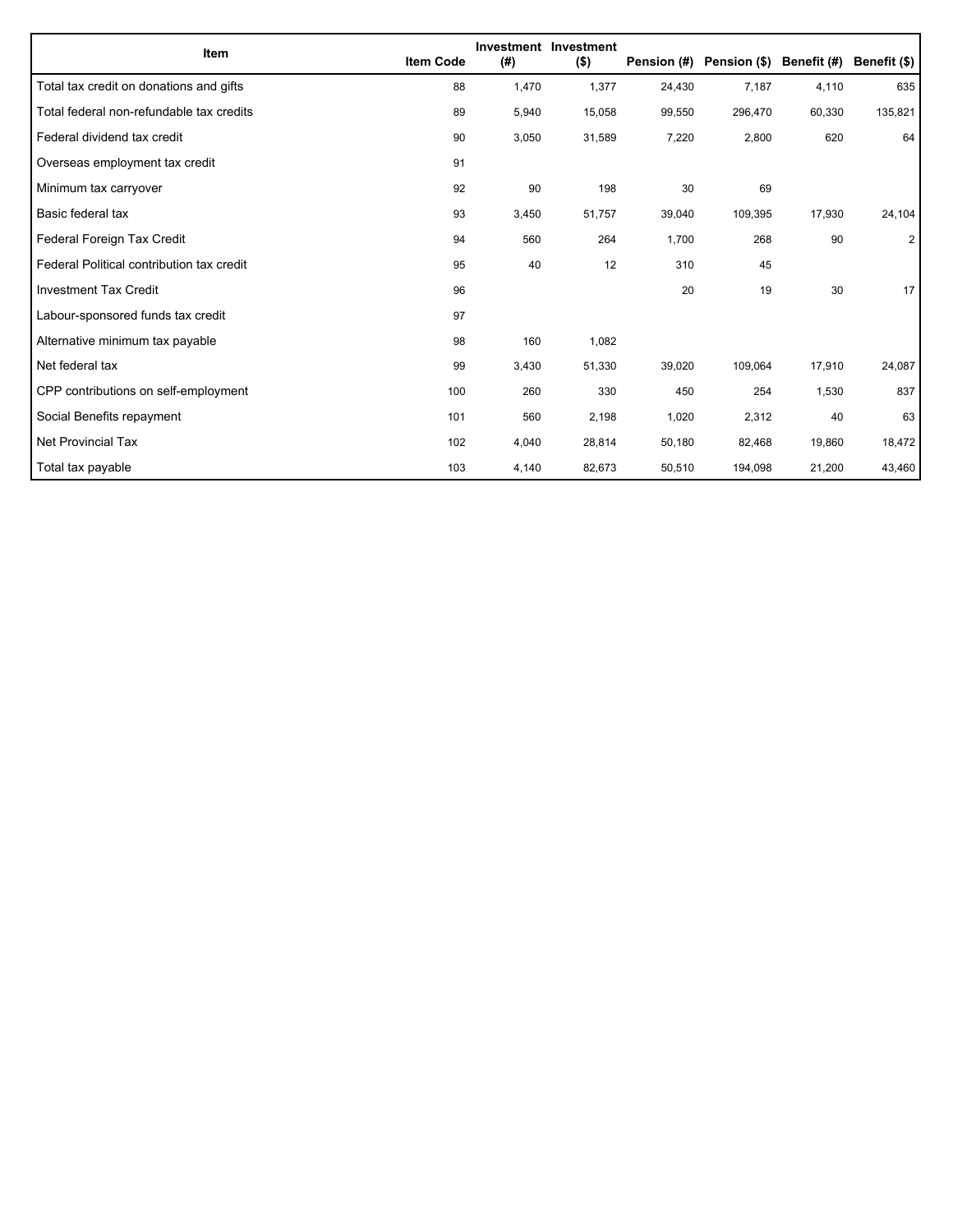| Item | Item Code | Investment (#) | Investment ($) | Pension (#) | Pension ($) | Benefit (#) | Benefit ($) |
|---|---|---|---|---|---|---|---|
| Total tax credit on donations and gifts | 88 | 1,470 | 1,377 | 24,430 | 7,187 | 4,110 | 635 |
| Total federal non-refundable tax credits | 89 | 5,940 | 15,058 | 99,550 | 296,470 | 60,330 | 135,821 |
| Federal dividend tax credit | 90 | 3,050 | 31,589 | 7,220 | 2,800 | 620 | 64 |
| Overseas employment tax credit | 91 | | | | | | |
| Minimum tax carryover | 92 | 90 | 198 | 30 | 69 | | |
| Basic federal tax | 93 | 3,450 | 51,757 | 39,040 | 109,395 | 17,930 | 24,104 |
| Federal Foreign Tax Credit | 94 | 560 | 264 | 1,700 | 268 | 90 | 2 |
| Federal Political contribution tax credit | 95 | 40 | 12 | 310 | 45 | | |
| Investment Tax Credit | 96 | | | 20 | 19 | 30 | 17 |
| Labour-sponsored funds tax credit | 97 | | | | | | |
| Alternative minimum tax payable | 98 | 160 | 1,082 | | | | |
| Net federal tax | 99 | 3,430 | 51,330 | 39,020 | 109,064 | 17,910 | 24,087 |
| CPP contributions on self-employment | 100 | 260 | 330 | 450 | 254 | 1,530 | 837 |
| Social Benefits repayment | 101 | 560 | 2,198 | 1,020 | 2,312 | 40 | 63 |
| Net Provincial Tax | 102 | 4,040 | 28,814 | 50,180 | 82,468 | 19,860 | 18,472 |
| Total tax payable | 103 | 4,140 | 82,673 | 50,510 | 194,098 | 21,200 | 43,460 |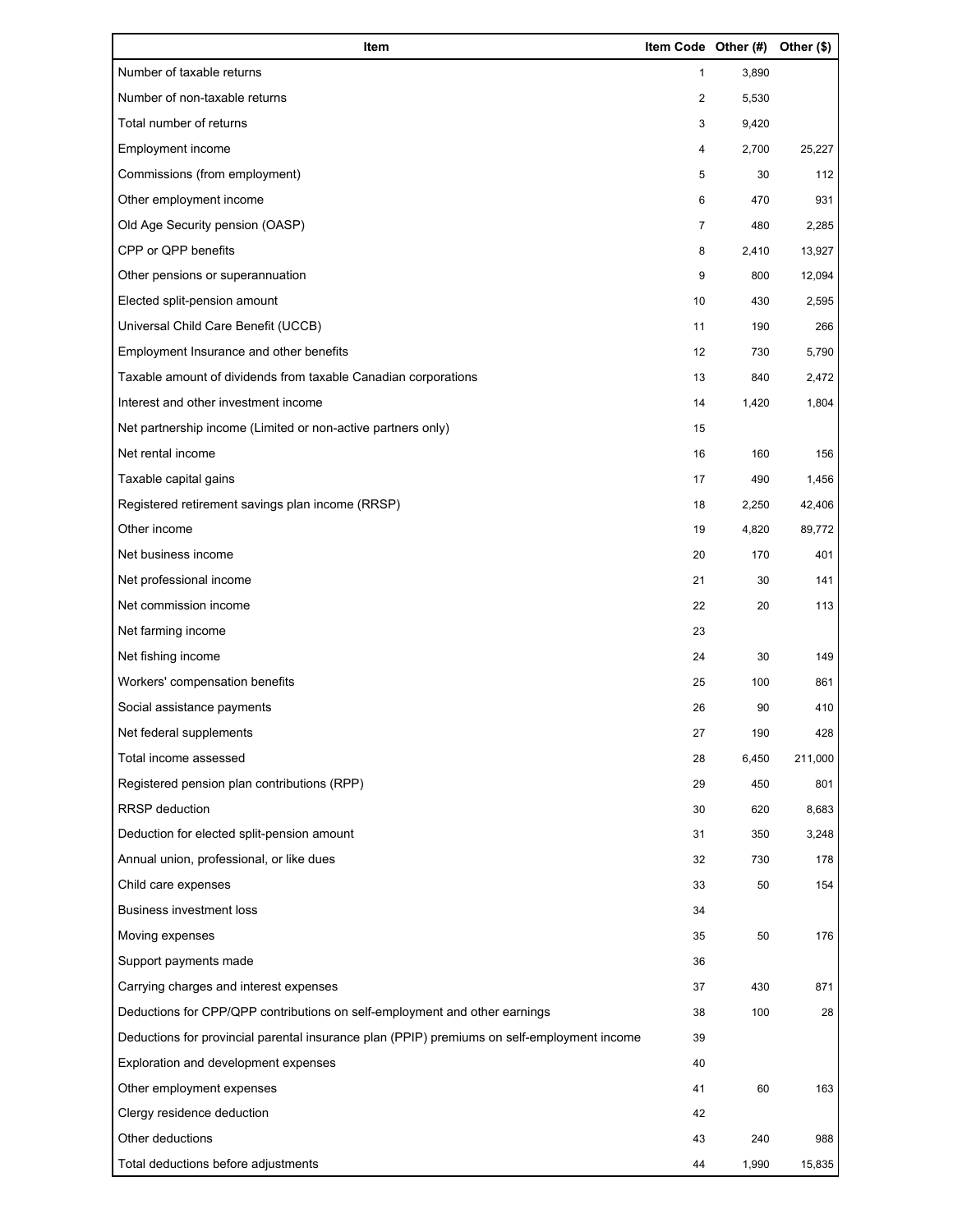| Item | Item Code | Other (#) | Other ($) |
| --- | --- | --- | --- |
| Number of taxable returns | 1 | 3,890 | |
| Number of non-taxable returns | 2 | 5,530 | |
| Total number of returns | 3 | 9,420 | |
| Employment income | 4 | 2,700 | 25,227 |
| Commissions (from employment) | 5 | 30 | 112 |
| Other employment income | 6 | 470 | 931 |
| Old Age Security pension (OASP) | 7 | 480 | 2,285 |
| CPP or QPP benefits | 8 | 2,410 | 13,927 |
| Other pensions or superannuation | 9 | 800 | 12,094 |
| Elected split-pension amount | 10 | 430 | 2,595 |
| Universal Child Care Benefit (UCCB) | 11 | 190 | 266 |
| Employment Insurance and other benefits | 12 | 730 | 5,790 |
| Taxable amount of dividends from taxable Canadian corporations | 13 | 840 | 2,472 |
| Interest and other investment income | 14 | 1,420 | 1,804 |
| Net partnership income (Limited or non-active partners only) | 15 | | |
| Net rental income | 16 | 160 | 156 |
| Taxable capital gains | 17 | 490 | 1,456 |
| Registered retirement savings plan income (RRSP) | 18 | 2,250 | 42,406 |
| Other income | 19 | 4,820 | 89,772 |
| Net business income | 20 | 170 | 401 |
| Net professional income | 21 | 30 | 141 |
| Net commission income | 22 | 20 | 113 |
| Net farming income | 23 | | |
| Net fishing income | 24 | 30 | 149 |
| Workers' compensation benefits | 25 | 100 | 861 |
| Social assistance payments | 26 | 90 | 410 |
| Net federal supplements | 27 | 190 | 428 |
| Total income assessed | 28 | 6,450 | 211,000 |
| Registered pension plan contributions (RPP) | 29 | 450 | 801 |
| RRSP deduction | 30 | 620 | 8,683 |
| Deduction for elected split-pension amount | 31 | 350 | 3,248 |
| Annual union, professional, or like dues | 32 | 730 | 178 |
| Child care expenses | 33 | 50 | 154 |
| Business investment loss | 34 | | |
| Moving expenses | 35 | 50 | 176 |
| Support payments made | 36 | | |
| Carrying charges and interest expenses | 37 | 430 | 871 |
| Deductions for CPP/QPP contributions on self-employment and other earnings | 38 | 100 | 28 |
| Deductions for provincial parental insurance plan (PPIP) premiums on self-employment income | 39 | | |
| Exploration and development expenses | 40 | | |
| Other employment expenses | 41 | 60 | 163 |
| Clergy residence deduction | 42 | | |
| Other deductions | 43 | 240 | 988 |
| Total deductions before adjustments | 44 | 1,990 | 15,835 |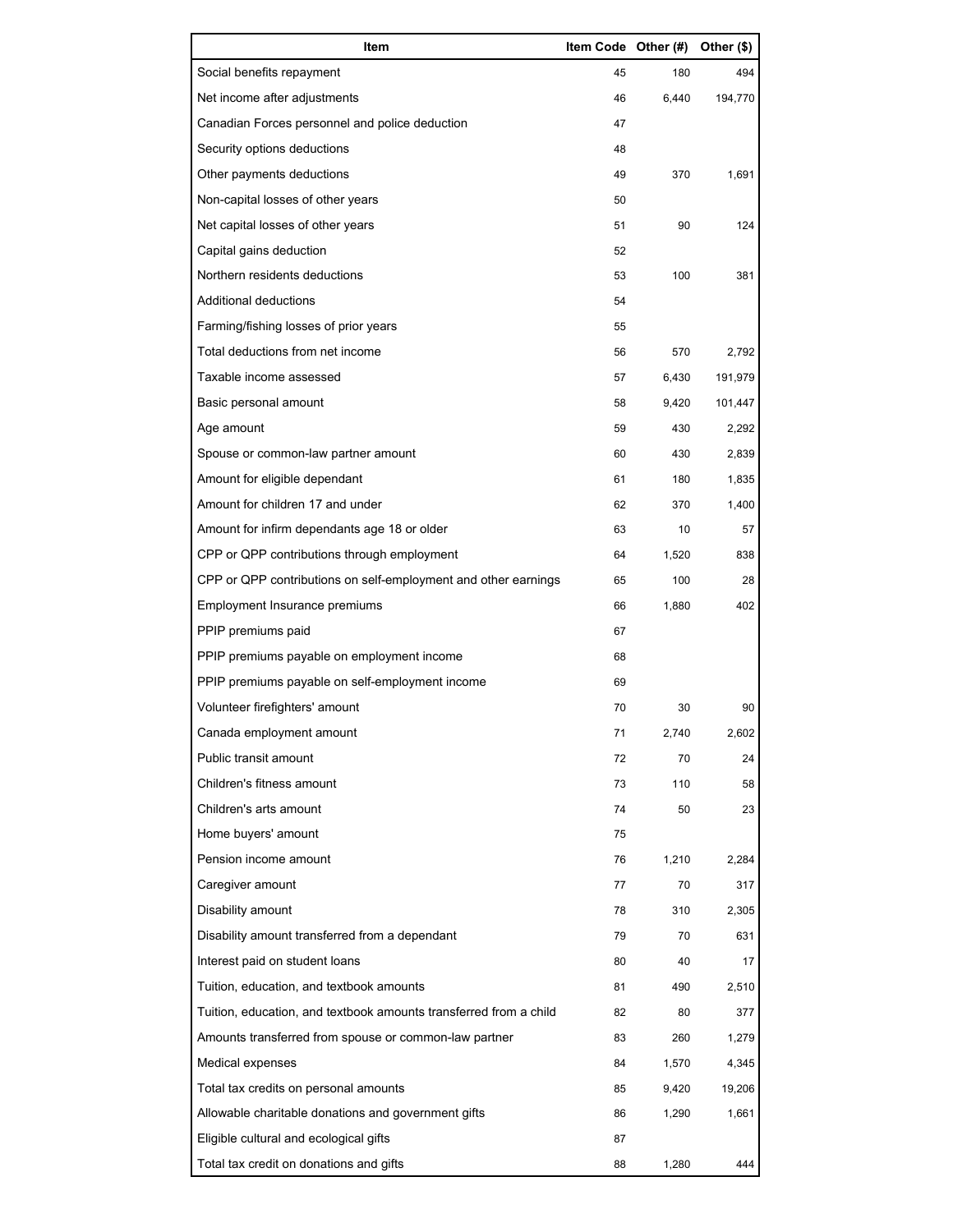| Item | Item Code | Other (#) | Other ($) |
| --- | --- | --- | --- |
| Social benefits repayment | 45 | 180 | 494 |
| Net income after adjustments | 46 | 6,440 | 194,770 |
| Canadian Forces personnel and police deduction | 47 | | |
| Security options deductions | 48 | | |
| Other payments deductions | 49 | 370 | 1,691 |
| Non-capital losses of other years | 50 | | |
| Net capital losses of other years | 51 | 90 | 124 |
| Capital gains deduction | 52 | | |
| Northern residents deductions | 53 | 100 | 381 |
| Additional deductions | 54 | | |
| Farming/fishing losses of prior years | 55 | | |
| Total deductions from net income | 56 | 570 | 2,792 |
| Taxable income assessed | 57 | 6,430 | 191,979 |
| Basic personal amount | 58 | 9,420 | 101,447 |
| Age amount | 59 | 430 | 2,292 |
| Spouse or common-law partner amount | 60 | 430 | 2,839 |
| Amount for eligible dependant | 61 | 180 | 1,835 |
| Amount for children 17 and under | 62 | 370 | 1,400 |
| Amount for infirm dependants age 18 or older | 63 | 10 | 57 |
| CPP or QPP contributions through employment | 64 | 1,520 | 838 |
| CPP or QPP contributions on self-employment and other earnings | 65 | 100 | 28 |
| Employment Insurance premiums | 66 | 1,880 | 402 |
| PPIP premiums paid | 67 | | |
| PPIP premiums payable on employment income | 68 | | |
| PPIP premiums payable on self-employment income | 69 | | |
| Volunteer firefighters' amount | 70 | 30 | 90 |
| Canada employment amount | 71 | 2,740 | 2,602 |
| Public transit amount | 72 | 70 | 24 |
| Children's fitness amount | 73 | 110 | 58 |
| Children's arts amount | 74 | 50 | 23 |
| Home buyers' amount | 75 | | |
| Pension income amount | 76 | 1,210 | 2,284 |
| Caregiver amount | 77 | 70 | 317 |
| Disability amount | 78 | 310 | 2,305 |
| Disability amount transferred from a dependant | 79 | 70 | 631 |
| Interest paid on student loans | 80 | 40 | 17 |
| Tuition, education, and textbook amounts | 81 | 490 | 2,510 |
| Tuition, education, and textbook amounts transferred from a child | 82 | 80 | 377 |
| Amounts transferred from spouse or common-law partner | 83 | 260 | 1,279 |
| Medical expenses | 84 | 1,570 | 4,345 |
| Total tax credits on personal amounts | 85 | 9,420 | 19,206 |
| Allowable charitable donations and government gifts | 86 | 1,290 | 1,661 |
| Eligible cultural and ecological gifts | 87 | | |
| Total tax credit on donations and gifts | 88 | 1,280 | 444 |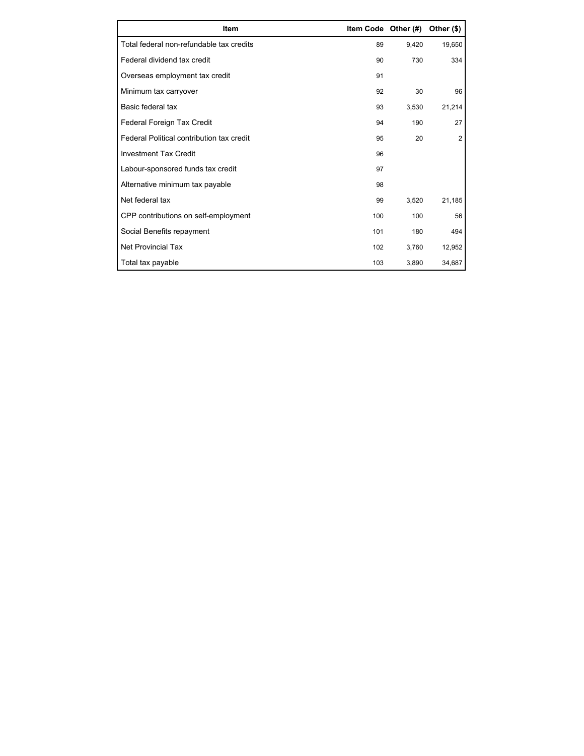| Item | Item Code | Other (#) | Other ($) |
| --- | --- | --- | --- |
| Total federal non-refundable tax credits | 89 | 9,420 | 19,650 |
| Federal dividend tax credit | 90 | 730 | 334 |
| Overseas employment tax credit | 91 | | |
| Minimum tax carryover | 92 | 30 | 96 |
| Basic federal tax | 93 | 3,530 | 21,214 |
| Federal Foreign Tax Credit | 94 | 190 | 27 |
| Federal Political contribution tax credit | 95 | 20 | 2 |
| Investment Tax Credit | 96 | | |
| Labour-sponsored funds tax credit | 97 | | |
| Alternative minimum tax payable | 98 | | |
| Net federal tax | 99 | 3,520 | 21,185 |
| CPP contributions on self-employment | 100 | 100 | 56 |
| Social Benefits repayment | 101 | 180 | 494 |
| Net Provincial Tax | 102 | 3,760 | 12,952 |
| Total tax payable | 103 | 3,890 | 34,687 |